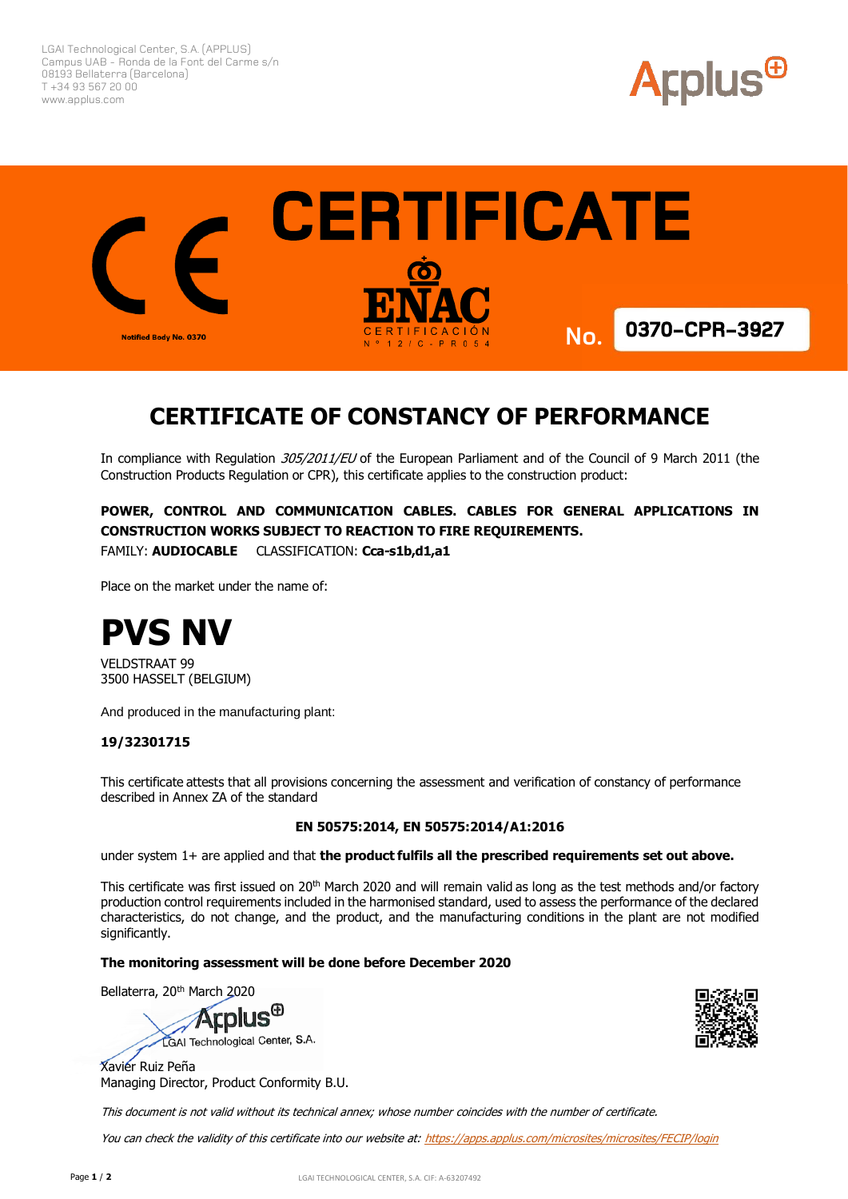LGAI Technological Center, S.A. (APPLUS)
Campus UAB - Ronda de la Font del Carme s/n
08193 Bellaterra (Barcelona)
T +34 93 567 20 00
www.applus.com

# CERTIFICATE

Notified Body No. 0370

ENAC CERTIFICACIÓN
Nº 12/C-PR054

No. **0370-CPR-3927**

## CERTIFICATE OF CONSTANCY OF PERFORMANCE

In compliance with Regulation *305/2011/EU* of the European Parliament and of the Council of 9 March 2011 (the Construction Products Regulation or CPR), this certificate applies to the construction product:

**POWER, CONTROL AND COMMUNICATION CABLES. CABLES FOR GENERAL APPLICATIONS IN CONSTRUCTION WORKS SUBJECT TO REACTION TO FIRE REQUIREMENTS.**

FAMILY: **AUDIOCABLE** CLASSIFICATION: **Cca-s1b,d1,a1**

Place on the market under the name of:

# PVS NV

VELDSTRAAT 99
3500 HASSELT (BELGIUM)

And produced in the manufacturing plant:

**19/32301715**

This certificate attests that all provisions concerning the assessment and verification of constancy of performance described in Annex ZA of the standard

**EN 50575:2014, EN 50575:2014/A1:2016**

under system 1+ are applied and that **the product fulfils all the prescribed requirements set out above.**

This certificate was first issued on 20th March 2020 and will remain valid as long as the test methods and/or factory production control requirements included in the harmonised standard, used to assess the performance of the declared characteristics, do not change, and the product, and the manufacturing conditions in the plant are not modified significantly.

**The monitoring assessment will be done before December 2020**

Bellaterra, 20th March 2020

Applus LGAI Technological Center, S.A.

Xavier Ruiz Peña
Managing Director, Product Conformity B.U.

*This document is not valid without its technical annex; whose number coincides with the number of certificate.*

*You can check the validity of this certificate into our website at: https://apps.applus.com/microsites/microsites/FECIP/login*

LGAI TECHNOLOGICAL CENTER, S.A. CIF: A-63207492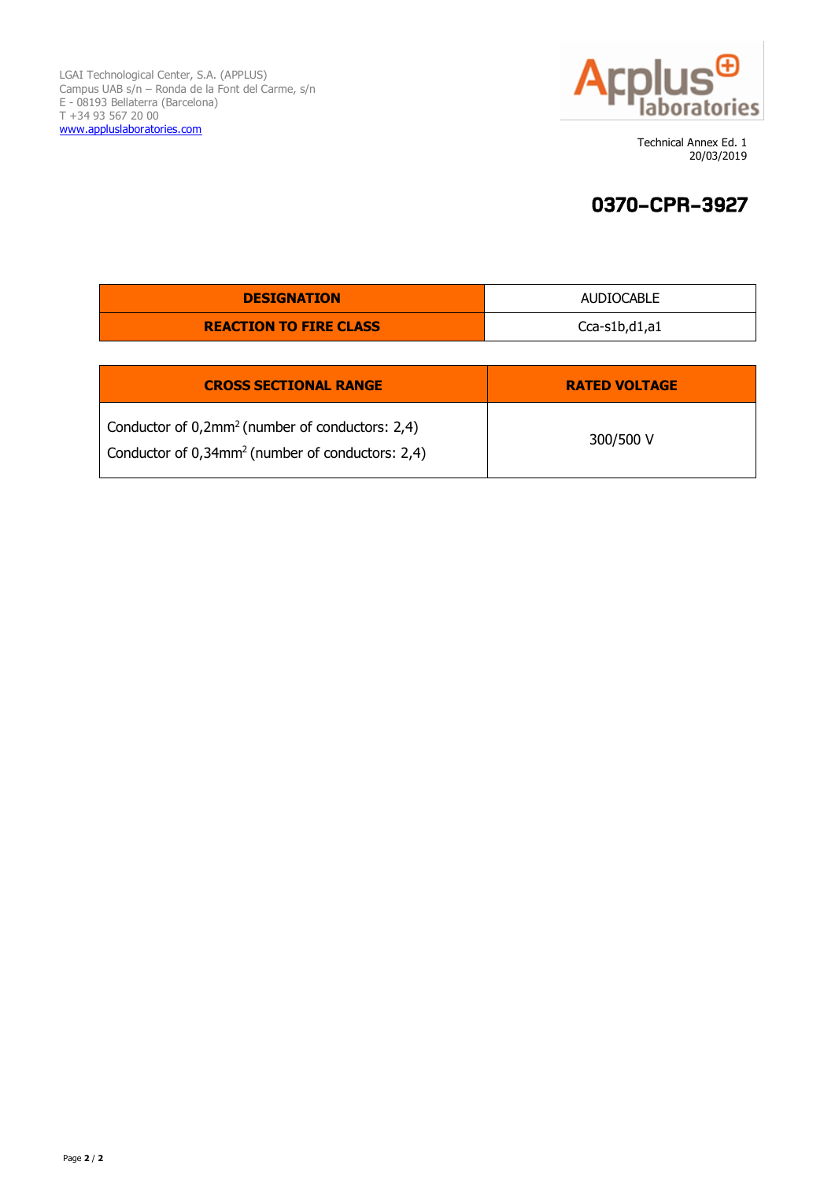LGAI Technological Center, S.A. (APPLUS)
Campus UAB s/n – Ronda de la Font del Carme, s/n
E - 08193 Bellaterra (Barcelona)
T +34 93 567 20 00
www.appluslaboratories.com

Technical Annex Ed. 1
20/03/2019

# 0370-CPR-3927

| | |
|---|---|
| **DESIGNATION** | AUDIOCABLE |
| **REACTION TO FIRE CLASS** | Cca-s1b,d1,a1 |

| **CROSS SECTIONAL RANGE** | **RATED VOLTAGE** |
|---|---|
| Conductor of 0,2mm$^2$ (number of conductors: 2,4)<br>Conductor of 0,34mm$^2$ (number of conductors: 2,4) | 300/500 V |